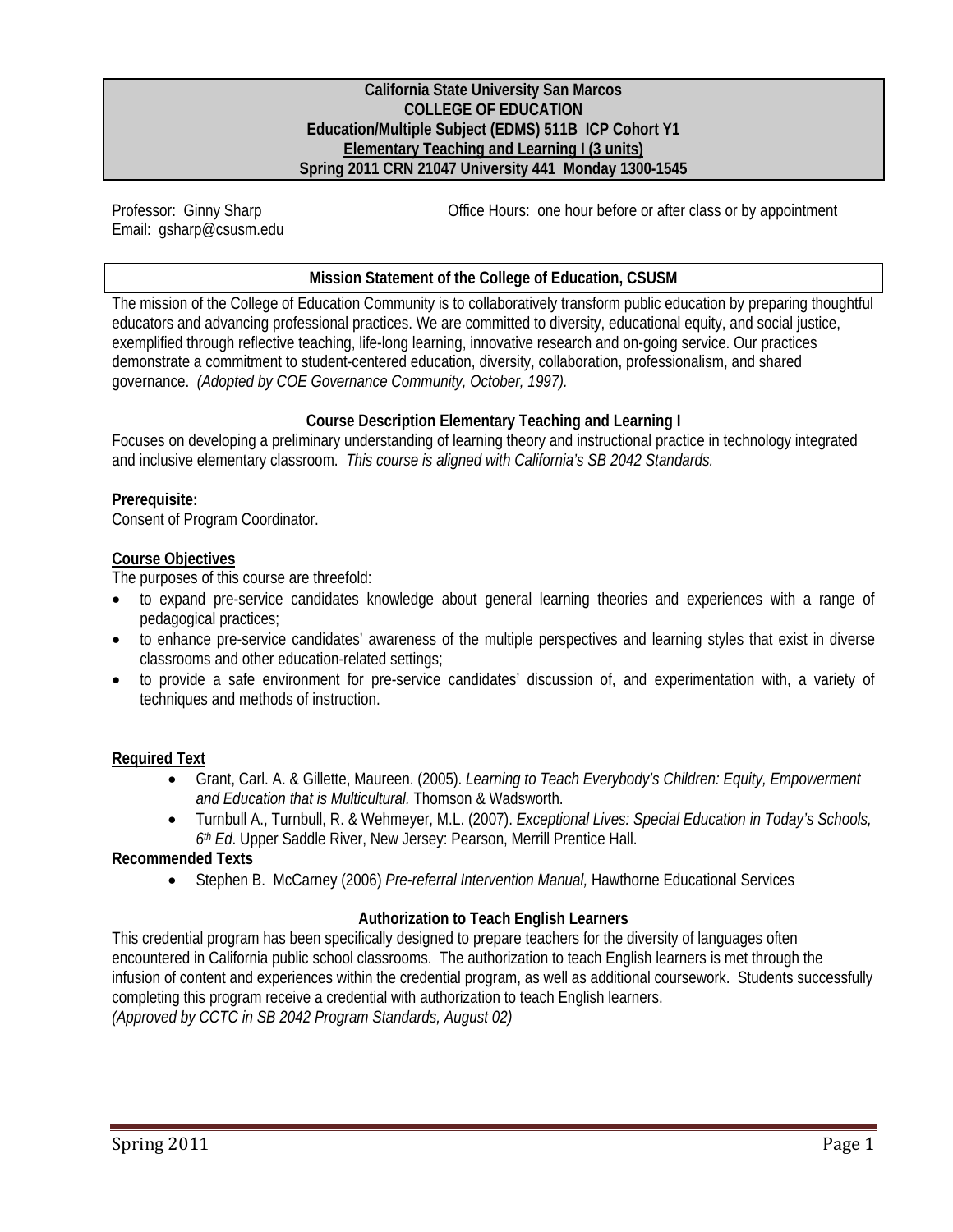**California State University San Marcos**
**COLLEGE OF EDUCATION**
**Education/Multiple Subject (EDMS) 511B ICP Cohort Y1**
**Elementary Teaching and Learning I (3 units)**
**Spring 2011 CRN 21047 University 441 Monday 1300-1545**

Professor: Ginny Sharp
Email: gsharp@csusm.edu

Office Hours: one hour before or after class or by appointment

### Mission Statement of the College of Education, CSUSM

The mission of the College of Education Community is to collaboratively transform public education by preparing thoughtful educators and advancing professional practices. We are committed to diversity, educational equity, and social justice, exemplified through reflective teaching, life-long learning, innovative research and on-going service. Our practices demonstrate a commitment to student-centered education, diversity, collaboration, professionalism, and shared governance. *(Adopted by COE Governance Community, October, 1997).*

### Course Description Elementary Teaching and Learning I

Focuses on developing a preliminary understanding of learning theory and instructional practice in technology integrated and inclusive elementary classroom. *This course is aligned with California's SB 2042 Standards.*

**Prerequisite:**
Consent of Program Coordinator.

**Course Objectives**
The purposes of this course are threefold:

- to expand pre-service candidates knowledge about general learning theories and experiences with a range of pedagogical practices;
- to enhance pre-service candidates' awareness of the multiple perspectives and learning styles that exist in diverse classrooms and other education-related settings;
- to provide a safe environment for pre-service candidates' discussion of, and experimentation with, a variety of techniques and methods of instruction.

**Required Text**

- Grant, Carl. A. & Gillette, Maureen. (2005). *Learning to Teach Everybody's Children: Equity, Empowerment and Education that is Multicultural.* Thomson & Wadsworth.
- Turnbull A., Turnbull, R. & Wehmeyer, M.L. (2007). *Exceptional Lives: Special Education in Today's Schools, 6th Ed*. Upper Saddle River, New Jersey: Pearson, Merrill Prentice Hall.

**Recommended Texts**

- Stephen B. McCarney (2006) *Pre-referral Intervention Manual,* Hawthorne Educational Services

### Authorization to Teach English Learners

This credential program has been specifically designed to prepare teachers for the diversity of languages often encountered in California public school classrooms. The authorization to teach English learners is met through the infusion of content and experiences within the credential program, as well as additional coursework. Students successfully completing this program receive a credential with authorization to teach English learners.
*(Approved by CCTC in SB 2042 Program Standards, August 02)*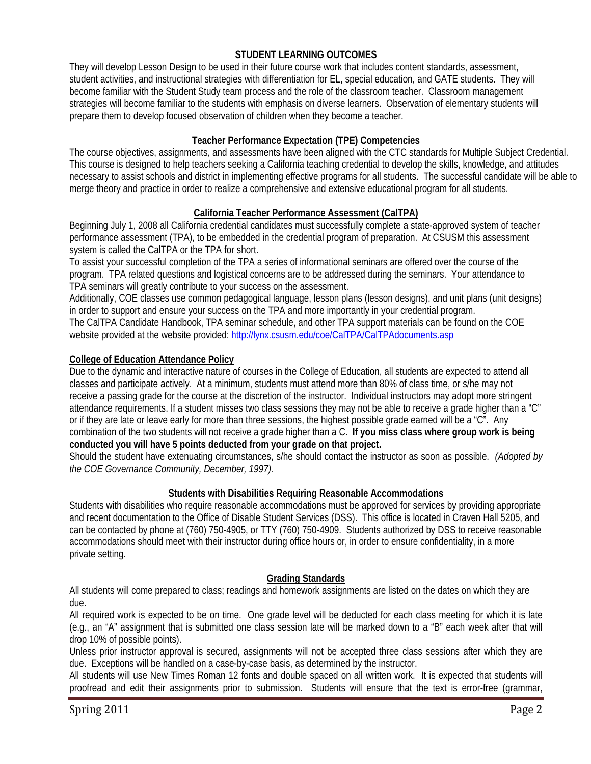## STUDENT LEARNING OUTCOMES

They will develop Lesson Design to be used in their future course work that includes content standards, assessment, student activities, and instructional strategies with differentiation for EL, special education, and GATE students. They will become familiar with the Student Study team process and the role of the classroom teacher. Classroom management strategies will become familiar to the students with emphasis on diverse learners. Observation of elementary students will prepare them to develop focused observation of children when they become a teacher.

## Teacher Performance Expectation (TPE) Competencies

The course objectives, assignments, and assessments have been aligned with the CTC standards for Multiple Subject Credential. This course is designed to help teachers seeking a California teaching credential to develop the skills, knowledge, and attitudes necessary to assist schools and district in implementing effective programs for all students. The successful candidate will be able to merge theory and practice in order to realize a comprehensive and extensive educational program for all students.

## California Teacher Performance Assessment (CalTPA)

Beginning July 1, 2008 all California credential candidates must successfully complete a state-approved system of teacher performance assessment (TPA), to be embedded in the credential program of preparation. At CSUSM this assessment system is called the CalTPA or the TPA for short.

To assist your successful completion of the TPA a series of informational seminars are offered over the course of the program. TPA related questions and logistical concerns are to be addressed during the seminars. Your attendance to TPA seminars will greatly contribute to your success on the assessment.

Additionally, COE classes use common pedagogical language, lesson plans (lesson designs), and unit plans (unit designs) in order to support and ensure your success on the TPA and more importantly in your credential program.

The CalTPA Candidate Handbook, TPA seminar schedule, and other TPA support materials can be found on the COE website provided at the website provided: [http://lynx.csusm.edu/coe/CalTPA/CalTPAdocuments.asp](http://lynx.csusm.edu/coe/CalTPA/CalTPAdocuments.asp)

## College of Education Attendance Policy

Due to the dynamic and interactive nature of courses in the College of Education, all students are expected to attend all classes and participate actively. At a minimum, students must attend more than 80% of class time, or s/he may not receive a passing grade for the course at the discretion of the instructor. Individual instructors may adopt more stringent attendance requirements. If a student misses two class sessions they may not be able to receive a grade higher than a "C" or if they are late or leave early for more than three sessions, the highest possible grade earned will be a "C". Any combination of the two students will not receive a grade higher than a C. **If you miss class where group work is being conducted you will have 5 points deducted from your grade on that project.**

Should the student have extenuating circumstances, s/he should contact the instructor as soon as possible. *(Adopted by the COE Governance Community, December, 1997).*

## Students with Disabilities Requiring Reasonable Accommodations

Students with disabilities who require reasonable accommodations must be approved for services by providing appropriate and recent documentation to the Office of Disable Student Services (DSS). This office is located in Craven Hall 5205, and can be contacted by phone at (760) 750-4905, or TTY (760) 750-4909. Students authorized by DSS to receive reasonable accommodations should meet with their instructor during office hours or, in order to ensure confidentiality, in a more private setting.

## Grading Standards

All students will come prepared to class; readings and homework assignments are listed on the dates on which they are due.

All required work is expected to be on time. One grade level will be deducted for each class meeting for which it is late (e.g., an "A" assignment that is submitted one class session late will be marked down to a "B" each week after that will drop 10% of possible points).

Unless prior instructor approval is secured, assignments will not be accepted three class sessions after which they are due. Exceptions will be handled on a case-by-case basis, as determined by the instructor.

All students will use New Times Roman 12 fonts and double spaced on all written work. It is expected that students will proofread and edit their assignments prior to submission. Students will ensure that the text is error-free (grammar,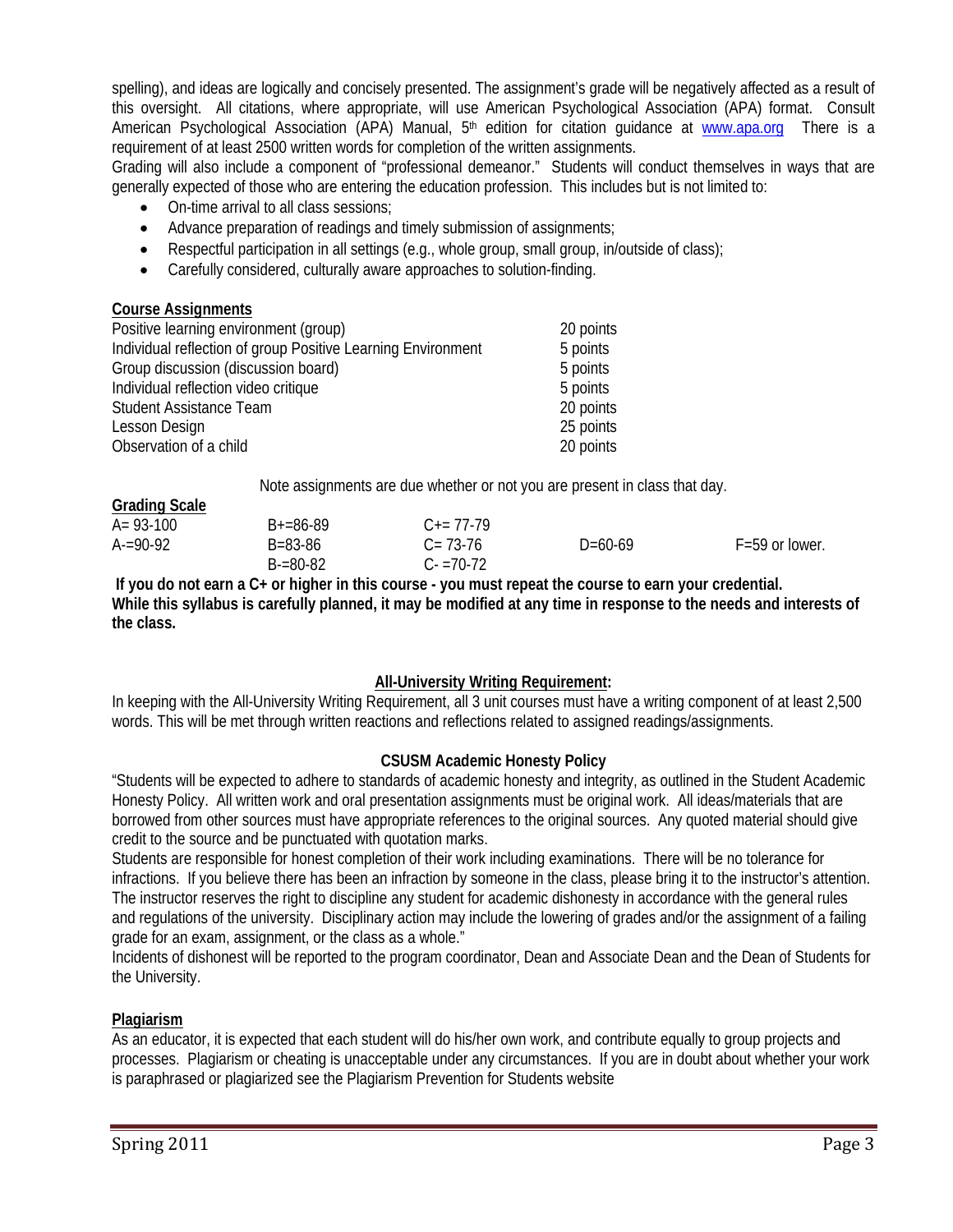spelling), and ideas are logically and concisely presented. The assignment's grade will be negatively affected as a result of this oversight. All citations, where appropriate, will use American Psychological Association (APA) format. Consult American Psychological Association (APA) Manual, 5th edition for citation guidance at [www.apa.org](http://www.apa.org) There is a requirement of at least 2500 written words for completion of the written assignments.

Grading will also include a component of "professional demeanor." Students will conduct themselves in ways that are generally expected of those who are entering the education profession. This includes but is not limited to:

- On-time arrival to all class sessions;
- Advance preparation of readings and timely submission of assignments;
- Respectful participation in all settings (e.g., whole group, small group, in/outside of class);
- Carefully considered, culturally aware approaches to solution-finding.

**Course Assignments**

| | |
|---|---|
| Positive learning environment (group) | 20 points |
| Individual reflection of group Positive Learning Environment | 5 points |
| Group discussion (discussion board) | 5 points |
| Individual reflection video critique | 5 points |
| Student Assistance Team | 20 points |
| Lesson Design | 25 points |
| Observation of a child | 20 points |

Note assignments are due whether or not you are present in class that day.

**Grading Scale**

| | | | | |
|---|---|---|---|---|
| A= 93-100 | B+=86-89 | C+= 77-79 | | |
| A-=90-92 | B=83-86 | C= 73-76 | D=60-69 | F=59 or lower. |
| | B-=80-82 | C- =70-72 | | |

**If you do not earn a C+ or higher in this course - you must repeat the course to earn your credential.**
**While this syllabus is carefully planned, it may be modified at any time in response to the needs and interests of the class.**

## All-University Writing Requirement:

In keeping with the All-University Writing Requirement, all 3 unit courses must have a writing component of at least 2,500 words. This will be met through written reactions and reflections related to assigned readings/assignments.

## CSUSM Academic Honesty Policy

"Students will be expected to adhere to standards of academic honesty and integrity, as outlined in the Student Academic Honesty Policy. All written work and oral presentation assignments must be original work. All ideas/materials that are borrowed from other sources must have appropriate references to the original sources. Any quoted material should give credit to the source and be punctuated with quotation marks.

Students are responsible for honest completion of their work including examinations. There will be no tolerance for infractions. If you believe there has been an infraction by someone in the class, please bring it to the instructor's attention. The instructor reserves the right to discipline any student for academic dishonesty in accordance with the general rules and regulations of the university. Disciplinary action may include the lowering of grades and/or the assignment of a failing grade for an exam, assignment, or the class as a whole."

Incidents of dishonest will be reported to the program coordinator, Dean and Associate Dean and the Dean of Students for the University.

**Plagiarism**

As an educator, it is expected that each student will do his/her own work, and contribute equally to group projects and processes. Plagiarism or cheating is unacceptable under any circumstances. If you are in doubt about whether your work is paraphrased or plagiarized see the Plagiarism Prevention for Students website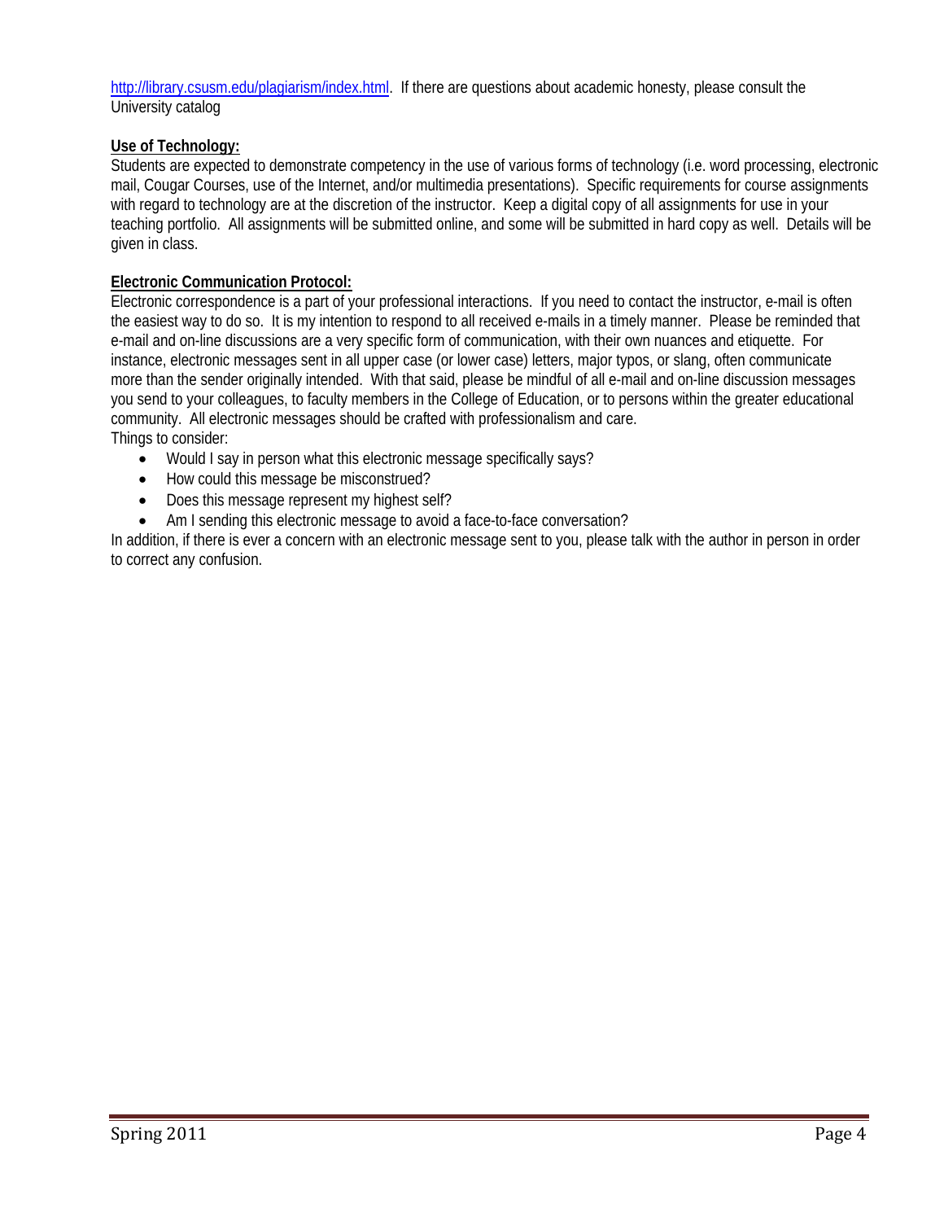http://library.csusm.edu/plagiarism/index.html. If there are questions about academic honesty, please consult the University catalog

**Use of Technology:**

Students are expected to demonstrate competency in the use of various forms of technology (i.e. word processing, electronic mail, Cougar Courses, use of the Internet, and/or multimedia presentations). Specific requirements for course assignments with regard to technology are at the discretion of the instructor. Keep a digital copy of all assignments for use in your teaching portfolio. All assignments will be submitted online, and some will be submitted in hard copy as well. Details will be given in class.

**Electronic Communication Protocol:**

Electronic correspondence is a part of your professional interactions. If you need to contact the instructor, e-mail is often the easiest way to do so. It is my intention to respond to all received e-mails in a timely manner. Please be reminded that e-mail and on-line discussions are a very specific form of communication, with their own nuances and etiquette. For instance, electronic messages sent in all upper case (or lower case) letters, major typos, or slang, often communicate more than the sender originally intended. With that said, please be mindful of all e-mail and on-line discussion messages you send to your colleagues, to faculty members in the College of Education, or to persons within the greater educational community. All electronic messages should be crafted with professionalism and care.
Things to consider:

- Would I say in person what this electronic message specifically says?
- How could this message be misconstrued?
- Does this message represent my highest self?
- Am I sending this electronic message to avoid a face-to-face conversation?

In addition, if there is ever a concern with an electronic message sent to you, please talk with the author in person in order to correct any confusion.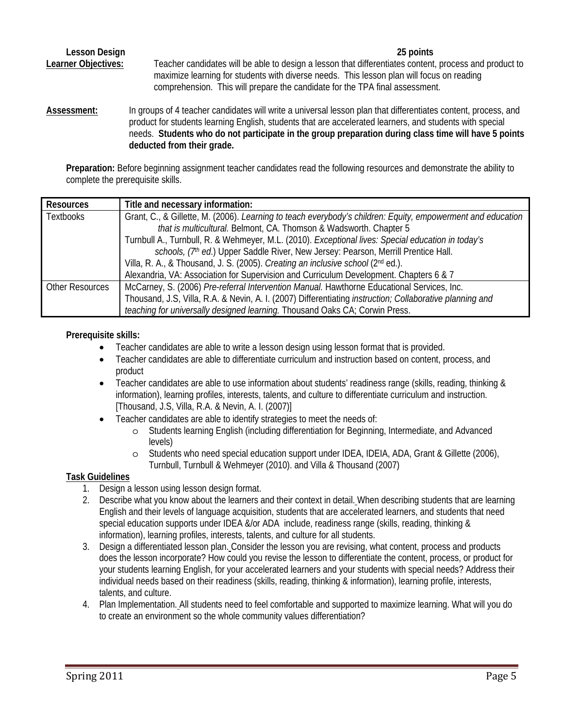**Lesson Design** **25 points**

**Learner Objectives:** Teacher candidates will be able to design a lesson that differentiates content, process and product to maximize learning for students with diverse needs. This lesson plan will focus on reading comprehension. This will prepare the candidate for the TPA final assessment.

**Assessment:** In groups of 4 teacher candidates will write a universal lesson plan that differentiates content, process, and product for students learning English, students that are accelerated learners, and students with special needs. **Students who do not participate in the group preparation during class time will have 5 points deducted from their grade.**

**Preparation:** Before beginning assignment teacher candidates read the following resources and demonstrate the ability to complete the prerequisite skills.

| Resources | Title and necessary information: |
|---|---|
| Textbooks | Grant, C., & Gillette, M. (2006). *Learning to teach everybody's children: Equity, empowerment and education that is multicultural.* Belmont, CA. Thomson & Wadsworth. Chapter 5<br>Turnbull A., Turnbull, R. & Wehmeyer, M.L. (2010). *Exceptional lives: Special education in today's schools, (7th ed.)* Upper Saddle River, New Jersey: Pearson, Merrill Prentice Hall.<br>Villa, R. A., & Thousand, J. S. (2005). *Creating an inclusive school* (2nd ed.).<br>Alexandria, VA: Association for Supervision and Curriculum Development. Chapters 6 & 7 |
| Other Resources | McCarney, S. (2006) *Pre-referral Intervention Manual.* Hawthorne Educational Services, Inc.<br>Thousand, J.S, Villa, R.A. & Nevin, A. I. (2007) Differentiating *instruction; Collaborative planning and teaching for universally designed learning.* Thousand Oaks CA; Corwin Press. |

**Prerequisite skills:**

- Teacher candidates are able to write a lesson design using lesson format that is provided.
- Teacher candidates are able to differentiate curriculum and instruction based on content, process, and product
- Teacher candidates are able to use information about students' readiness range (skills, reading, thinking & information), learning profiles, interests, talents, and culture to differentiate curriculum and instruction. [Thousand, J.S, Villa, R.A. & Nevin, A. I. (2007)]
- Teacher candidates are able to identify strategies to meet the needs of:
  - Students learning English (including differentiation for Beginning, Intermediate, and Advanced levels)
  - Students who need special education support under IDEA, IDEIA, ADA, Grant & Gillette (2006), Turnbull, Turnbull & Wehmeyer (2010). and Villa & Thousand (2007)

**Task Guidelines**

1. Design a lesson using lesson design format.
2. Describe what you know about the learners and their context in detail. When describing students that are learning English and their levels of language acquisition, students that are accelerated learners, and students that need special education supports under IDEA &/or ADA include, readiness range (skills, reading, thinking & information), learning profiles, interests, talents, and culture for all students.
3. Design a differentiated lesson plan. Consider the lesson you are revising, what content, process and products does the lesson incorporate? How could you revise the lesson to differentiate the content, process, or product for your students learning English, for your accelerated learners and your students with special needs? Address their individual needs based on their readiness (skills, reading, thinking & information), learning profile, interests, talents, and culture.
4. Plan Implementation. All students need to feel comfortable and supported to maximize learning. What will you do to create an environment so the whole community values differentiation?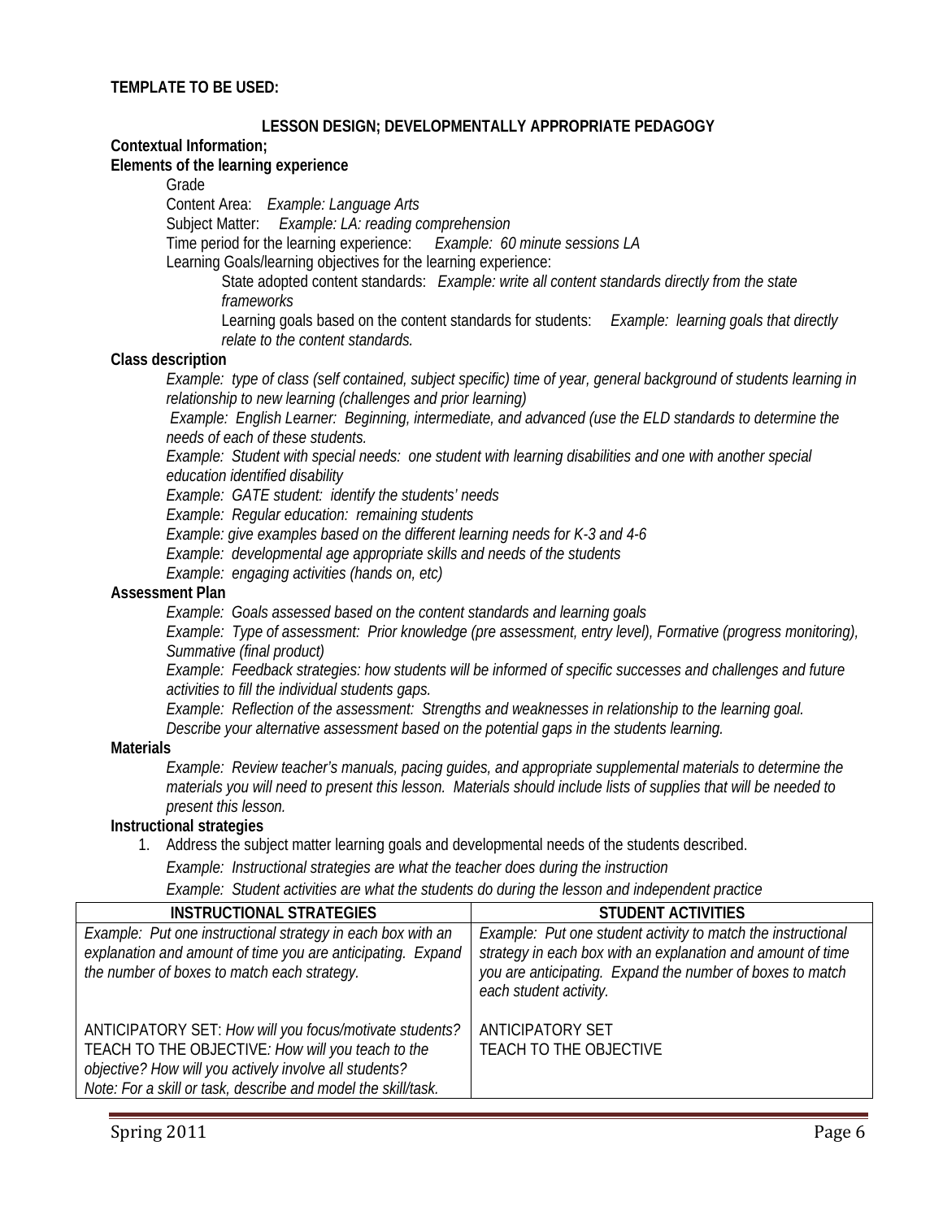**TEMPLATE TO BE USED:**

## LESSON DESIGN; DEVELOPMENTALLY APPROPRIATE PEDAGOGY

**Contextual Information;**

**Elements of the learning experience**

Grade

Content Area: *Example: Language Arts*

Subject Matter: *Example: LA: reading comprehension*

Time period for the learning experience: *Example: 60 minute sessions LA*

Learning Goals/learning objectives for the learning experience:

State adopted content standards: *Example: write all content standards directly from the state frameworks*

Learning goals based on the content standards for students: *Example: learning goals that directly relate to the content standards.*

**Class description**

*Example: type of class (self contained, subject specific) time of year, general background of students learning in relationship to new learning (challenges and prior learning)*

*Example: English Learner: Beginning, intermediate, and advanced (use the ELD standards to determine the needs of each of these students.*

*Example: Student with special needs: one student with learning disabilities and one with another special education identified disability*

*Example: GATE student: identify the students' needs*

*Example: Regular education: remaining students*

*Example: give examples based on the different learning needs for K-3 and 4-6*

*Example: developmental age appropriate skills and needs of the students*

*Example: engaging activities (hands on, etc)*

**Assessment Plan**

*Example: Goals assessed based on the content standards and learning goals*

*Example: Type of assessment: Prior knowledge (pre assessment, entry level), Formative (progress monitoring), Summative (final product)*

*Example: Feedback strategies: how students will be informed of specific successes and challenges and future activities to fill the individual students gaps.*

*Example: Reflection of the assessment: Strengths and weaknesses in relationship to the learning goal. Describe your alternative assessment based on the potential gaps in the students learning.*

**Materials**

*Example: Review teacher's manuals, pacing guides, and appropriate supplemental materials to determine the materials you will need to present this lesson. Materials should include lists of supplies that will be needed to present this lesson.*

**Instructional strategies**

1. Address the subject matter learning goals and developmental needs of the students described.

   *Example: Instructional strategies are what the teacher does during the instruction*

   *Example: Student activities are what the students do during the lesson and independent practice*

| INSTRUCTIONAL STRATEGIES | STUDENT ACTIVITIES |
|---|---|
| *Example: Put one instructional strategy in each box with an explanation and amount of time you are anticipating. Expand the number of boxes to match each strategy.*<br><br>ANTICIPATORY SET: *How will you focus/motivate students?*<br>TEACH TO THE OBJECTIVE*: How will you teach to the objective? How will you actively involve all students?*<br>*Note: For a skill or task, describe and model the skill/task.* | *Example: Put one student activity to match the instructional strategy in each box with an explanation and amount of time you are anticipating. Expand the number of boxes to match each student activity.*<br><br>ANTICIPATORY SET<br>TEACH TO THE OBJECTIVE |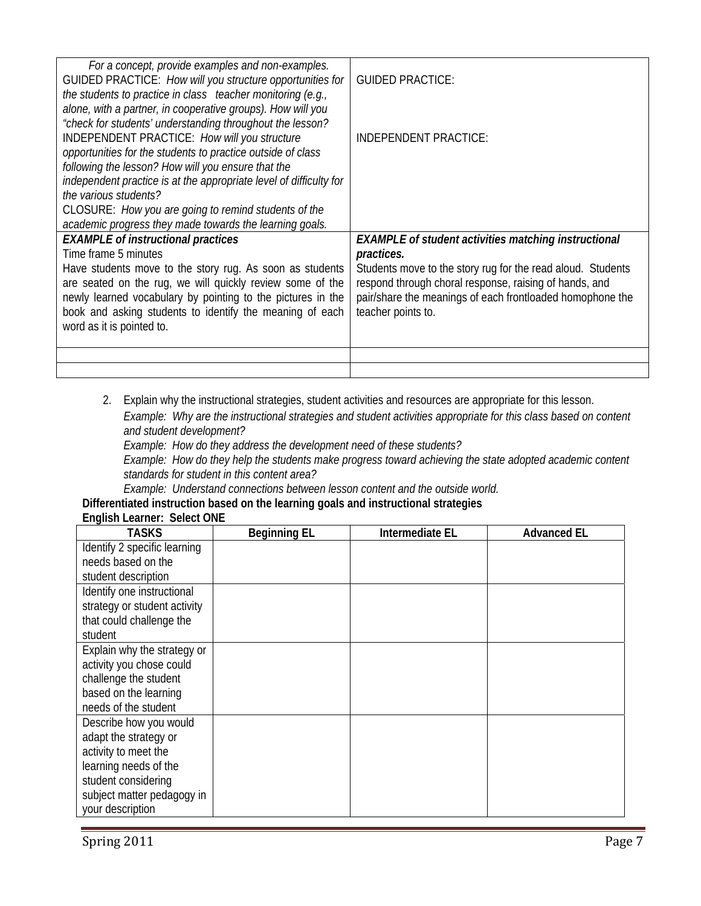| | |
|---|---|
| *For a concept, provide examples and non-examples.* GUIDED PRACTICE: *How will you structure opportunities for the students to practice in class teacher monitoring (e.g., alone, with a partner, in cooperative groups). How will you "check for students' understanding throughout the lesson?* INDEPENDENT PRACTICE: *How will you structure opportunities for the students to practice outside of class following the lesson? How will you ensure that the independent practice is at the appropriate level of difficulty for the various students?* CLOSURE: *How you are going to remind students of the academic progress they made towards the learning goals.* | GUIDED PRACTICE: INDEPENDENT PRACTICE: |
| ***EXAMPLE of instructional practices*** Time frame 5 minutes Have students move to the story rug. As soon as students are seated on the rug, we will quickly review some of the newly learned vocabulary by pointing to the pictures in the book and asking students to identify the meaning of each word as it is pointed to. | ***EXAMPLE of student activities matching instructional practices.*** Students move to the story rug for the read aloud. Students respond through choral response, raising of hands, and pair/share the meanings of each frontloaded homophone the teacher points to. |
| | |
| | |

2. Explain why the instructional strategies, student activities and resources are appropriate for this lesson.
   *Example: Why are the instructional strategies and student activities appropriate for this class based on content and student development?*
   *Example: How do they address the development need of these students?*
   *Example: How do they help the students make progress toward achieving the state adopted academic content standards for student in this content area?*
   *Example: Understand connections between lesson content and the outside world.*

**Differentiated instruction based on the learning goals and instructional strategies**

**English Learner: Select ONE**

| TASKS | Beginning EL | Intermediate EL | Advanced EL |
|---|---|---|---|
| Identify 2 specific learning needs based on the student description | | | |
| Identify one instructional strategy or student activity that could challenge the student | | | |
| Explain why the strategy or activity you chose could challenge the student based on the learning needs of the student | | | |
| Describe how you would adapt the strategy or activity to meet the learning needs of the student considering subject matter pedagogy in your description | | | |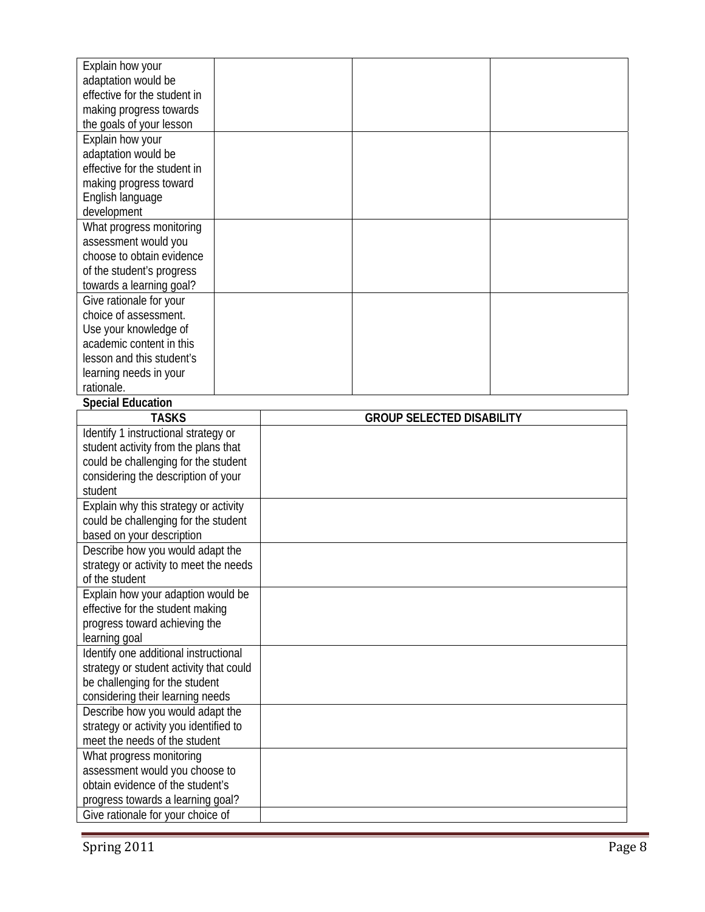| | | | |
|---|---|---|---|
| Explain how your adaptation would be effective for the student in making progress towards the goals of your lesson | | | |
| Explain how your adaptation would be effective for the student in making progress toward English language development | | | |
| What progress monitoring assessment would you choose to obtain evidence of the student's progress towards a learning goal? | | | |
| Give rationale for your choice of assessment. Use your knowledge of academic content in this lesson and this student's learning needs in your rationale. | | | |

**Special Education**

| TASKS | GROUP SELECTED DISABILITY |
|---|---|
| Identify 1 instructional strategy or student activity from the plans that could be challenging for the student considering the description of your student | |
| Explain why this strategy or activity could be challenging for the student based on your description | |
| Describe how you would adapt the strategy or activity to meet the needs of the student | |
| Explain how your adaption would be effective for the student making progress toward achieving the learning goal | |
| Identify one additional instructional strategy or student activity that could be challenging for the student considering their learning needs | |
| Describe how you would adapt the strategy or activity you identified to meet the needs of the student | |
| What progress monitoring assessment would you choose to obtain evidence of the student's progress towards a learning goal? | |
| Give rationale for your choice of | |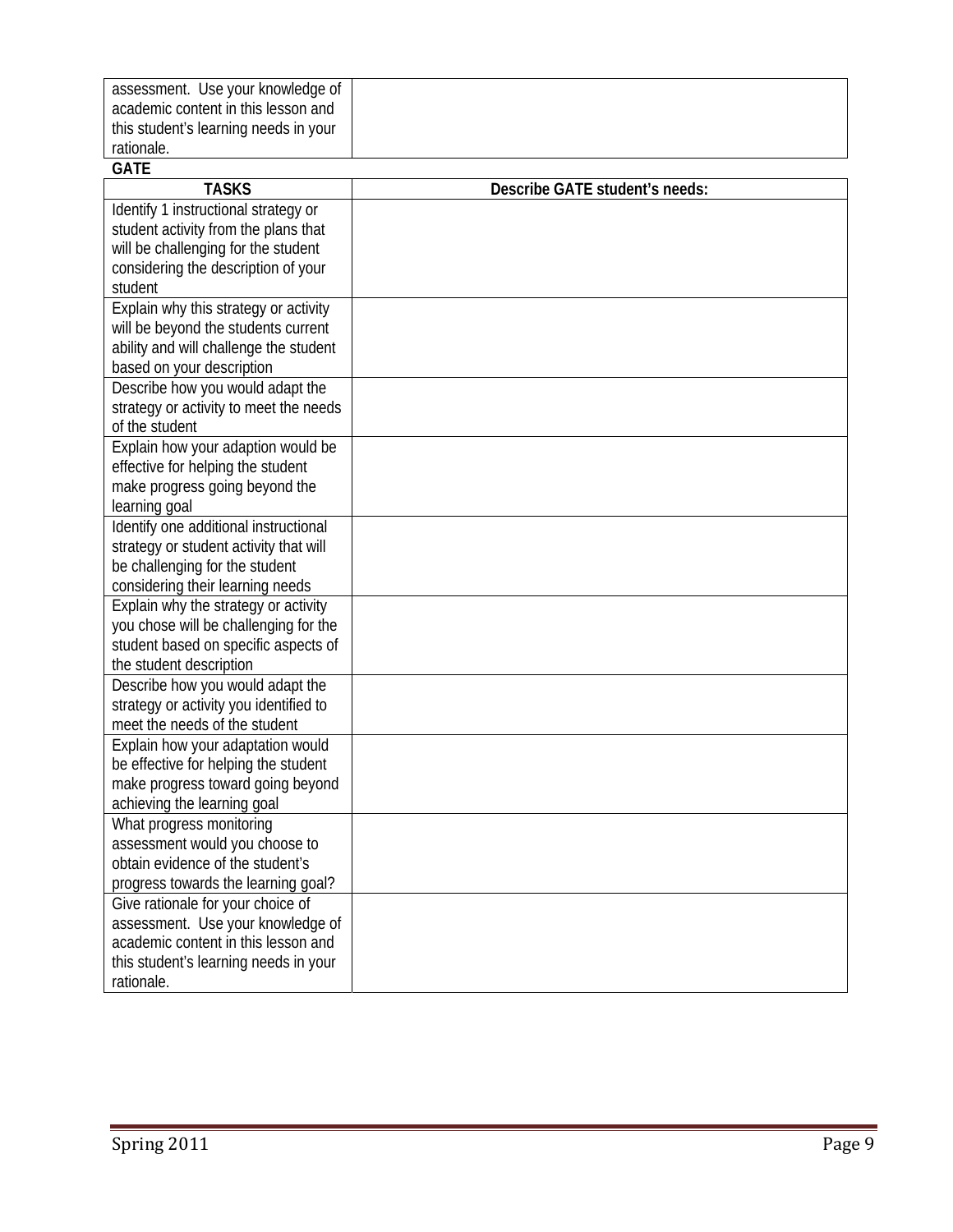| | |
|---|---|
| assessment. Use your knowledge of academic content in this lesson and this student's learning needs in your rationale. | |

**GATE**

| TASKS | Describe GATE student's needs: |
|---|---|
| Identify 1 instructional strategy or student activity from the plans that will be challenging for the student considering the description of your student | |
| Explain why this strategy or activity will be beyond the students current ability and will challenge the student based on your description | |
| Describe how you would adapt the strategy or activity to meet the needs of the student | |
| Explain how your adaption would be effective for helping the student make progress going beyond the learning goal | |
| Identify one additional instructional strategy or student activity that will be challenging for the student considering their learning needs | |
| Explain why the strategy or activity you chose will be challenging for the student based on specific aspects of the student description | |
| Describe how you would adapt the strategy or activity you identified to meet the needs of the student | |
| Explain how your adaptation would be effective for helping the student make progress toward going beyond achieving the learning goal | |
| What progress monitoring assessment would you choose to obtain evidence of the student's progress towards the learning goal? | |
| Give rationale for your choice of assessment. Use your knowledge of academic content in this lesson and this student's learning needs in your rationale. | |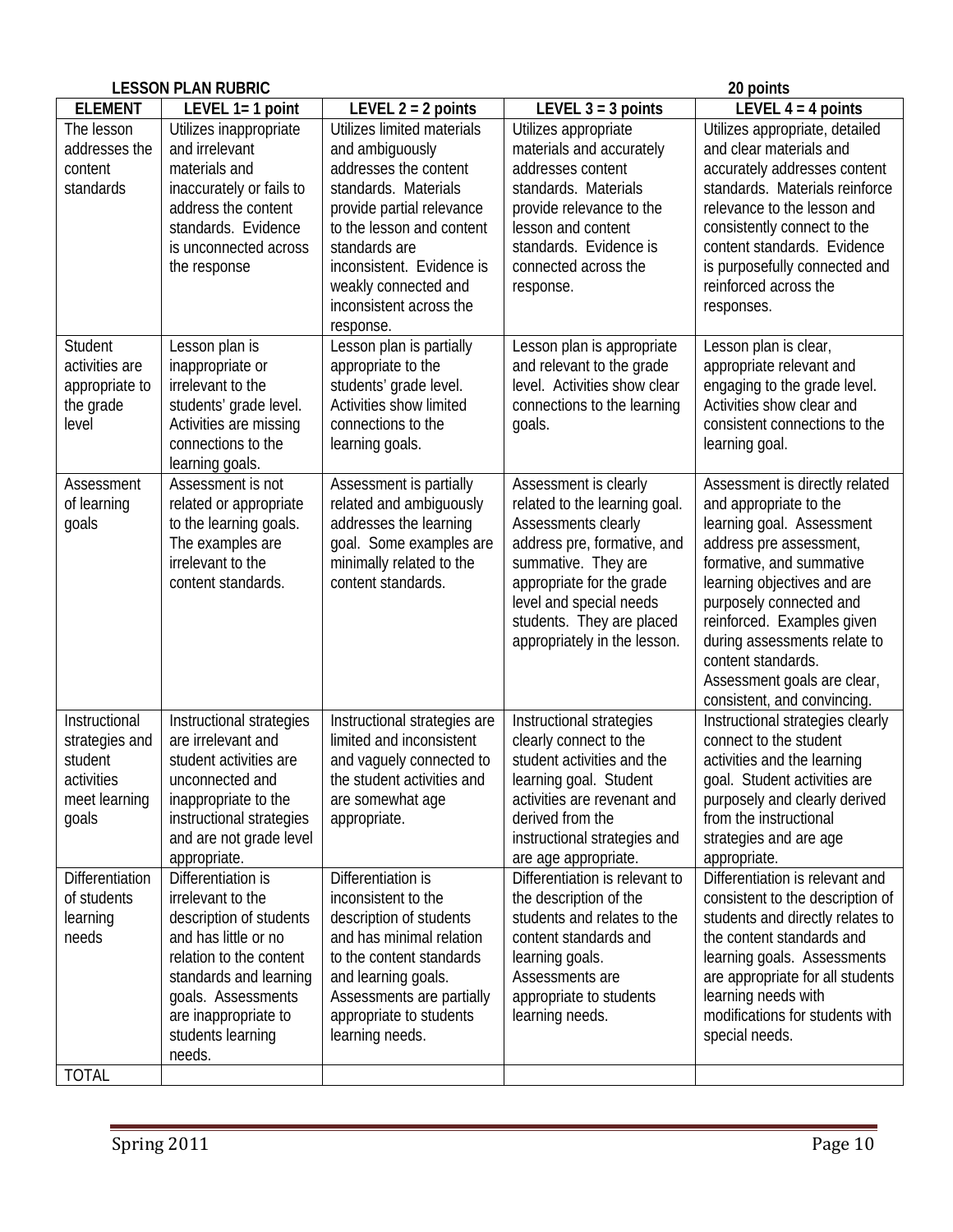**LESSON PLAN RUBRIC** **20 points**

| ELEMENT | LEVEL 1= 1 point | LEVEL 2 = 2 points | LEVEL 3 = 3 points | LEVEL 4 = 4 points |
|---|---|---|---|---|
| The lesson addresses the content standards | Utilizes inappropriate and irrelevant materials and inaccurately or fails to address the content standards. Evidence is unconnected across the response | Utilizes limited materials and ambiguously addresses the content standards. Materials provide partial relevance to the lesson and content standards are inconsistent. Evidence is weakly connected and inconsistent across the response. | Utilizes appropriate materials and accurately addresses content standards. Materials provide relevance to the lesson and content standards. Evidence is connected across the response. | Utilizes appropriate, detailed and clear materials and accurately addresses content standards. Materials reinforce relevance to the lesson and consistently connect to the content standards. Evidence is purposefully connected and reinforced across the responses. |
| Student activities are appropriate to the grade level | Lesson plan is inappropriate or irrelevant to the students' grade level. Activities are missing connections to the learning goals. | Lesson plan is partially appropriate to the students' grade level. Activities show limited connections to the learning goals. | Lesson plan is appropriate and relevant to the grade level. Activities show clear connections to the learning goals. | Lesson plan is clear, appropriate relevant and engaging to the grade level. Activities show clear and consistent connections to the learning goal. |
| Assessment of learning goals | Assessment is not related or appropriate to the learning goals. The examples are irrelevant to the content standards. | Assessment is partially related and ambiguously addresses the learning goal. Some examples are minimally related to the content standards. | Assessment is clearly related to the learning goal. Assessments clearly address pre, formative, and summative. They are appropriate for the grade level and special needs students. They are placed appropriately in the lesson. | Assessment is directly related and appropriate to the learning goal. Assessment address pre assessment, formative, and summative learning objectives and are purposely connected and reinforced. Examples given during assessments relate to content standards. Assessment goals are clear, consistent, and convincing. |
| Instructional strategies and student activities meet learning goals | Instructional strategies are irrelevant and student activities are unconnected and inappropriate to the instructional strategies and are not grade level appropriate. | Instructional strategies are limited and inconsistent and vaguely connected to the student activities and are somewhat age appropriate. | Instructional strategies clearly connect to the student activities and the learning goal. Student activities are revenant and derived from the instructional strategies and are age appropriate. | Instructional strategies clearly connect to the student activities and the learning goal. Student activities are purposely and clearly derived from the instructional strategies and are age appropriate. |
| Differentiation of students learning needs | Differentiation is irrelevant to the description of students and has little or no relation to the content standards and learning goals. Assessments are inappropriate to students learning needs. | Differentiation is inconsistent to the description of students and has minimal relation to the content standards and learning goals. Assessments are partially appropriate to students learning needs. | Differentiation is relevant to the description of the students and relates to the content standards and learning goals. Assessments are appropriate to students learning needs. | Differentiation is relevant and consistent to the description of students and directly relates to the content standards and learning goals. Assessments are appropriate for all students learning needs with modifications for students with special needs. |
| TOTAL | | | | |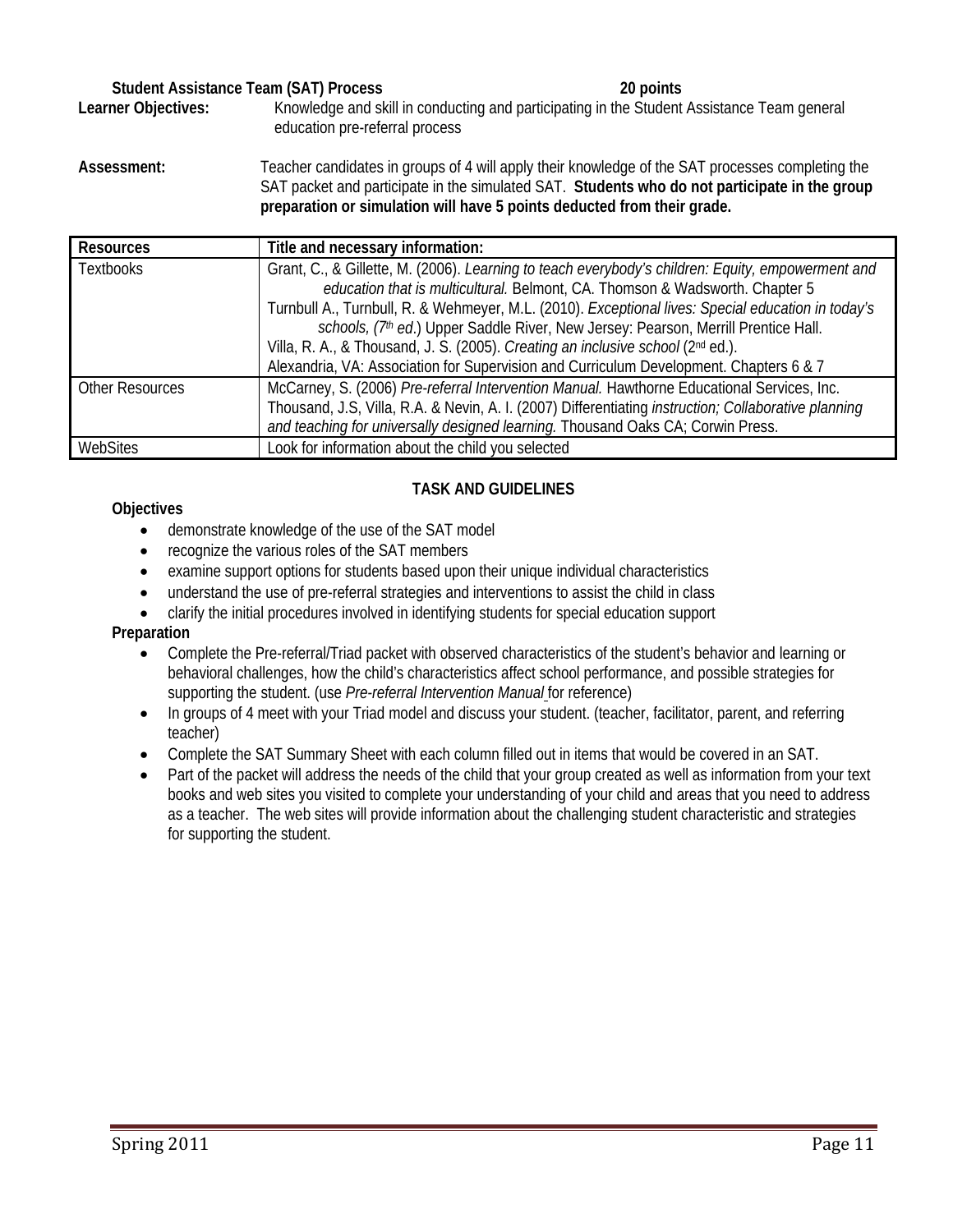**Student Assistance Team (SAT) Process** **20 points**

**Learner Objectives:** Knowledge and skill in conducting and participating in the Student Assistance Team general education pre-referral process

**Assessment:** Teacher candidates in groups of 4 will apply their knowledge of the SAT processes completing the SAT packet and participate in the simulated SAT. **Students who do not participate in the group preparation or simulation will have 5 points deducted from their grade.**

| Resources | Title and necessary information: |
|---|---|
| Textbooks | Grant, C., & Gillette, M. (2006). *Learning to teach everybody's children: Equity, empowerment and education that is multicultural.* Belmont, CA. Thomson & Wadsworth. Chapter 5<br>Turnbull A., Turnbull, R. & Wehmeyer, M.L. (2010). *Exceptional lives: Special education in today's schools, (7th ed*.) Upper Saddle River, New Jersey: Pearson, Merrill Prentice Hall.<br>Villa, R. A., & Thousand, J. S. (2005). *Creating an inclusive school* (2nd ed.).<br>Alexandria, VA: Association for Supervision and Curriculum Development. Chapters 6 & 7 |
| Other Resources | McCarney, S. (2006) *Pre-referral Intervention Manual.* Hawthorne Educational Services, Inc.<br>Thousand, J.S, Villa, R.A. & Nevin, A. I. (2007) Differentiating *instruction; Collaborative planning and teaching for universally designed learning.* Thousand Oaks CA; Corwin Press. |
| WebSites | Look for information about the child you selected |

## TASK AND GUIDELINES

**Objectives**

- demonstrate knowledge of the use of the SAT model
- recognize the various roles of the SAT members
- examine support options for students based upon their unique individual characteristics
- understand the use of pre-referral strategies and interventions to assist the child in class
- clarify the initial procedures involved in identifying students for special education support

**Preparation**

- Complete the Pre-referral/Triad packet with observed characteristics of the student's behavior and learning or behavioral challenges, how the child's characteristics affect school performance, and possible strategies for supporting the student. (use *Pre-referral Intervention Manual* for reference)
- In groups of 4 meet with your Triad model and discuss your student. (teacher, facilitator, parent, and referring teacher)
- Complete the SAT Summary Sheet with each column filled out in items that would be covered in an SAT.
- Part of the packet will address the needs of the child that your group created as well as information from your text books and web sites you visited to complete your understanding of your child and areas that you need to address as a teacher. The web sites will provide information about the challenging student characteristic and strategies for supporting the student.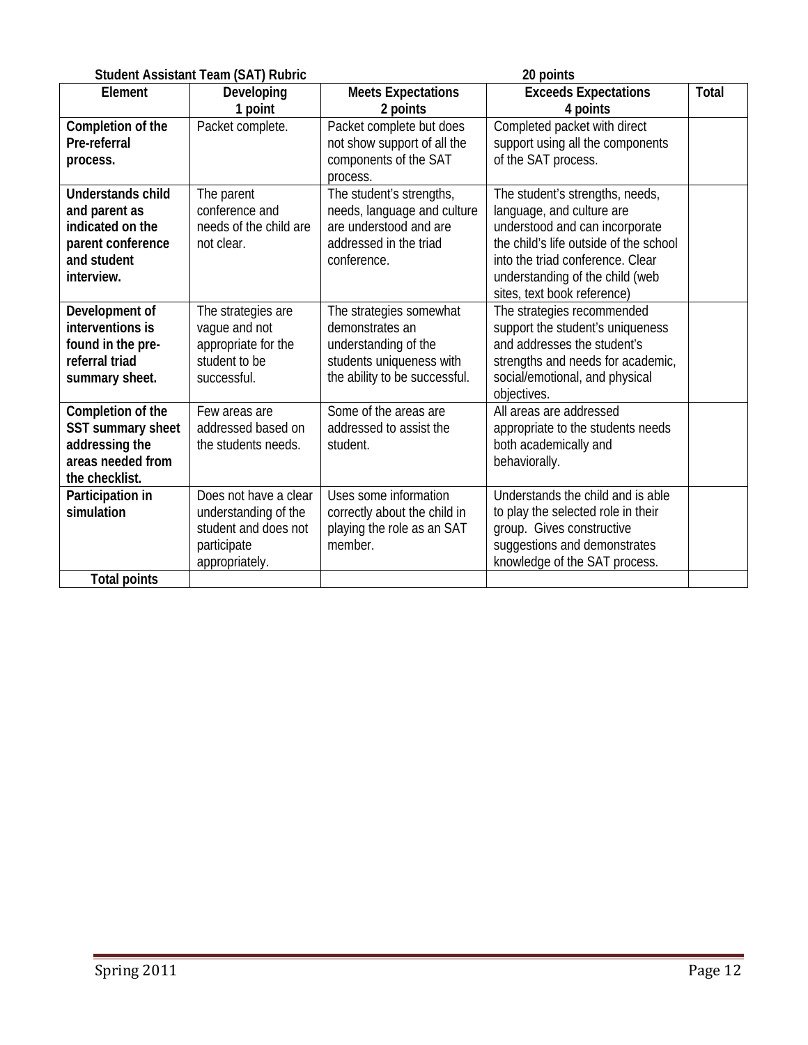**Student Assistant Team (SAT) Rubric** **20 points**

| Element | Developing 1 point | Meets Expectations 2 points | Exceeds Expectations 4 points | Total |
|---|---|---|---|---|
| **Completion of the Pre-referral process.** | Packet complete. | Packet complete but does not show support of all the components of the SAT process. | Completed packet with direct support using all the components of the SAT process. | |
| **Understands child and parent as indicated on the parent conference and student interview.** | The parent conference and needs of the child are not clear. | The student's strengths, needs, language and culture are understood and are addressed in the triad conference. | The student's strengths, needs, language, and culture are understood and can incorporate the child's life outside of the school into the triad conference. Clear understanding of the child (web sites, text book reference) | |
| **Development of interventions is found in the pre-referral triad summary sheet.** | The strategies are vague and not appropriate for the student to be successful. | The strategies somewhat demonstrates an understanding of the students uniqueness with the ability to be successful. | The strategies recommended support the student's uniqueness and addresses the student's strengths and needs for academic, social/emotional, and physical objectives. | |
| **Completion of the SST summary sheet addressing the areas needed from the checklist.** | Few areas are addressed based on the students needs. | Some of the areas are addressed to assist the student. | All areas are addressed appropriate to the students needs both academically and behaviorally. | |
| **Participation in simulation** | Does not have a clear understanding of the student and does not participate appropriately. | Uses some information correctly about the child in playing the role as an SAT member. | Understands the child and is able to play the selected role in their group. Gives constructive suggestions and demonstrates knowledge of the SAT process. | |
| **Total points** | | | | |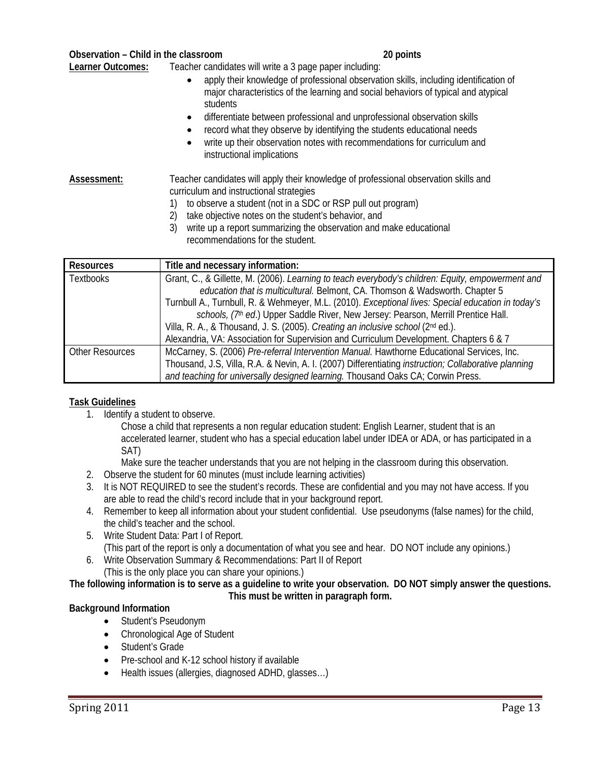**Observation – Child in the classroom** **20 points**

**Learner Outcomes:** Teacher candidates will write a 3 page paper including:

- apply their knowledge of professional observation skills, including identification of major characteristics of the learning and social behaviors of typical and atypical students
- differentiate between professional and unprofessional observation skills
- record what they observe by identifying the students educational needs
- write up their observation notes with recommendations for curriculum and instructional implications

**Assessment:** Teacher candidates will apply their knowledge of professional observation skills and curriculum and instructional strategies

1) to observe a student (not in a SDC or RSP pull out program)
2) take objective notes on the student's behavior, and
3) write up a report summarizing the observation and make educational recommendations for the student.

| Resources | Title and necessary information: |
|---|---|
| Textbooks | Grant, C., & Gillette, M. (2006). *Learning to teach everybody's children: Equity, empowerment and education that is multicultural.* Belmont, CA. Thomson & Wadsworth. Chapter 5<br>Turnbull A., Turnbull, R. & Wehmeyer, M.L. (2010). *Exceptional lives: Special education in today's schools, (7th ed.)* Upper Saddle River, New Jersey: Pearson, Merrill Prentice Hall.<br>Villa, R. A., & Thousand, J. S. (2005). *Creating an inclusive school* (2nd ed.).<br>Alexandria, VA: Association for Supervision and Curriculum Development. Chapters 6 & 7 |
| Other Resources | McCarney, S. (2006) *Pre-referral Intervention Manual.* Hawthorne Educational Services, Inc.<br>Thousand, J.S, Villa, R.A. & Nevin, A. I. (2007) Differentiating *instruction; Collaborative planning and teaching for universally designed learning.* Thousand Oaks CA; Corwin Press. |

**Task Guidelines**

1. Identify a student to observe.

   Chose a child that represents a non regular education student: English Learner, student that is an accelerated learner, student who has a special education label under IDEA or ADA, or has participated in a SAT)

   Make sure the teacher understands that you are not helping in the classroom during this observation.
2. Observe the student for 60 minutes (must include learning activities)
3. It is NOT REQUIRED to see the student's records. These are confidential and you may not have access. If you are able to read the child's record include that in your background report.
4. Remember to keep all information about your student confidential. Use pseudonyms (false names) for the child, the child's teacher and the school.
5. Write Student Data: Part I of Report.

   (This part of the report is only a documentation of what you see and hear. DO NOT include any opinions.)
6. Write Observation Summary & Recommendations: Part II of Report

   (This is the only place you can share your opinions.)

**The following information is to serve as a guideline to write your observation. DO NOT simply answer the questions. This must be written in paragraph form.**

**Background Information**

- Student's Pseudonym
- Chronological Age of Student
- Student's Grade
- Pre-school and K-12 school history if available
- Health issues (allergies, diagnosed ADHD, glasses…)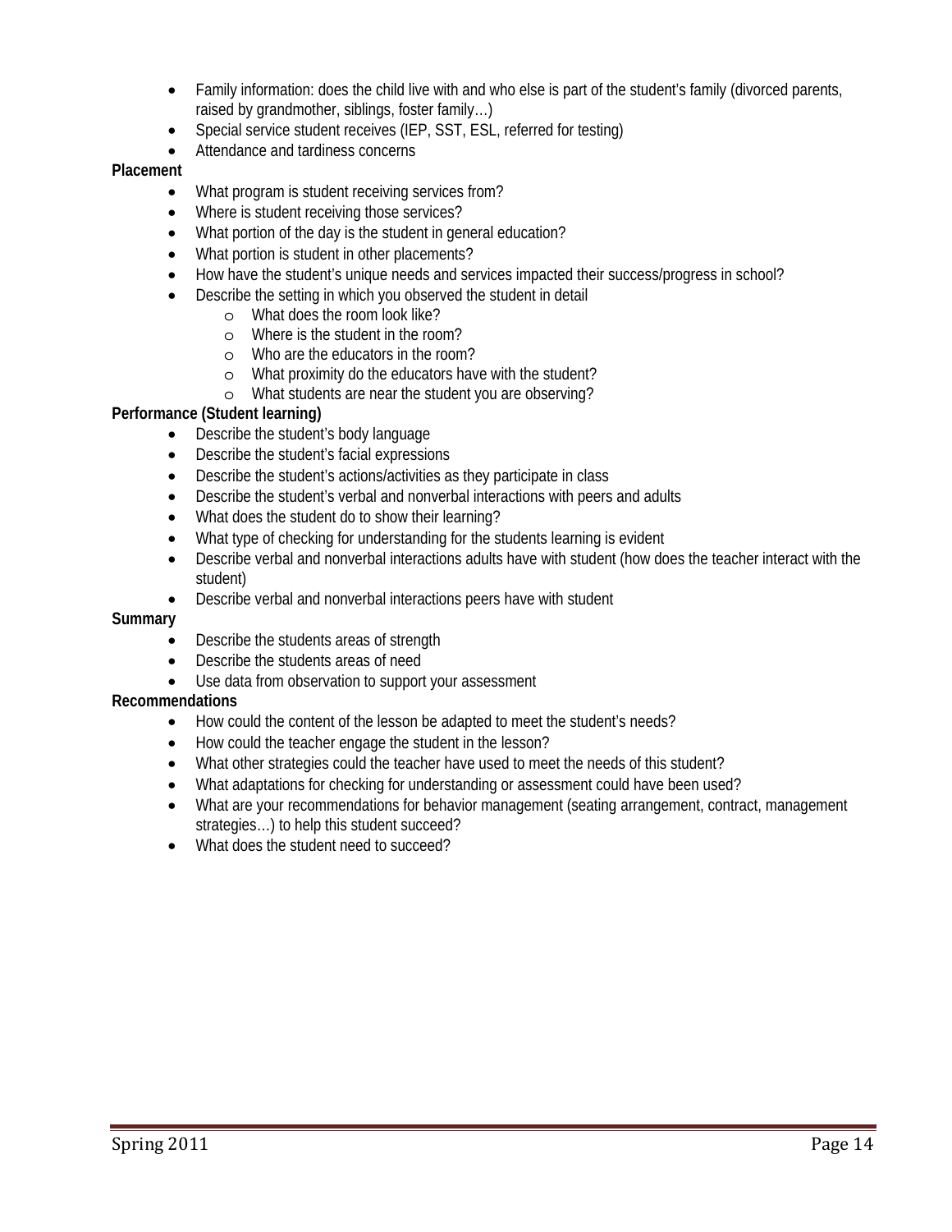- Family information: does the child live with and who else is part of the student's family (divorced parents, raised by grandmother, siblings, foster family…)
- Special service student receives (IEP, SST, ESL, referred for testing)
- Attendance and tardiness concerns

**Placement**

- What program is student receiving services from?
- Where is student receiving those services?
- What portion of the day is the student in general education?
- What portion is student in other placements?
- How have the student's unique needs and services impacted their success/progress in school?
- Describe the setting in which you observed the student in detail
    - What does the room look like?
    - Where is the student in the room?
    - Who are the educators in the room?
    - What proximity do the educators have with the student?
    - What students are near the student you are observing?

**Performance (Student learning)**

- Describe the student's body language
- Describe the student's facial expressions
- Describe the student's actions/activities as they participate in class
- Describe the student's verbal and nonverbal interactions with peers and adults
- What does the student do to show their learning?
- What type of checking for understanding for the students learning is evident
- Describe verbal and nonverbal interactions adults have with student (how does the teacher interact with the student)
- Describe verbal and nonverbal interactions peers have with student

**Summary**

- Describe the students areas of strength
- Describe the students areas of need
- Use data from observation to support your assessment

**Recommendations**

- How could the content of the lesson be adapted to meet the student's needs?
- How could the teacher engage the student in the lesson?
- What other strategies could the teacher have used to meet the needs of this student?
- What adaptations for checking for understanding or assessment could have been used?
- What are your recommendations for behavior management (seating arrangement, contract, management strategies…) to help this student succeed?
- What does the student need to succeed?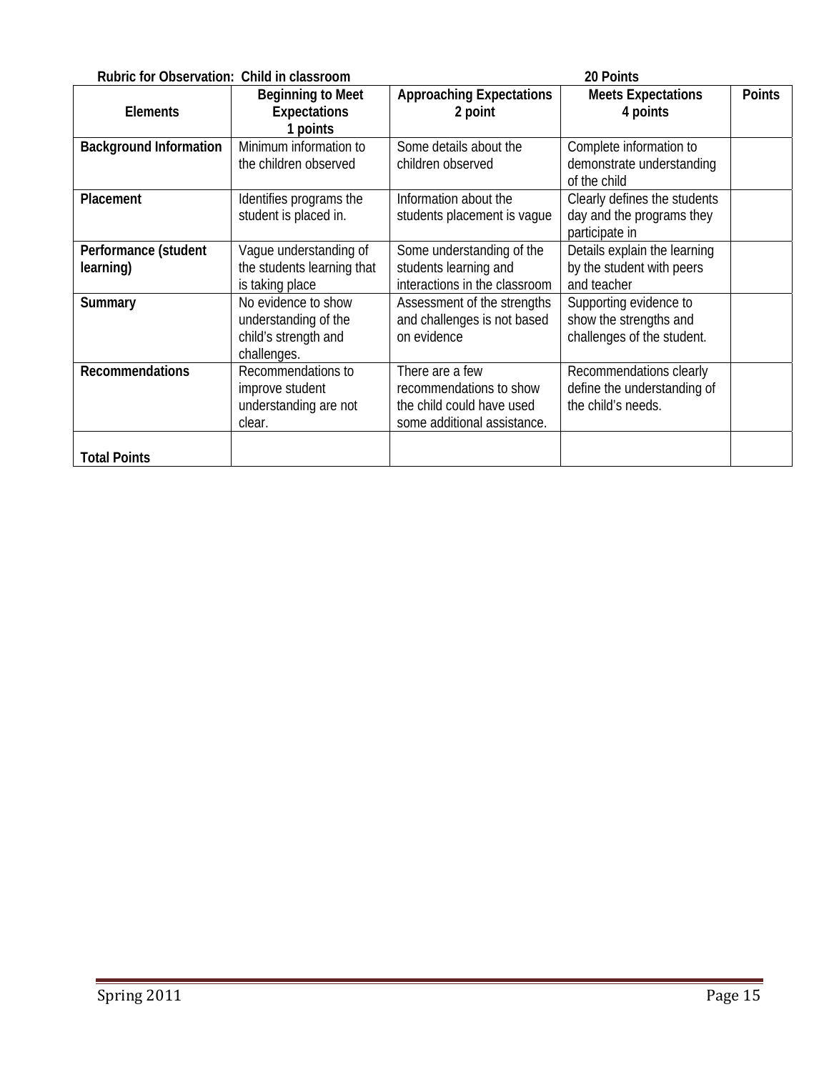**Rubric for Observation: Child in classroom** **20 Points**

| Elements | Beginning to Meet Expectations 1 points | Approaching Expectations 2 point | Meets Expectations 4 points | Points |
|---|---|---|---|---|
| **Background Information** | Minimum information to the children observed | Some details about the children observed | Complete information to demonstrate understanding of the child | |
| **Placement** | Identifies programs the student is placed in. | Information about the students placement is vague | Clearly defines the students day and the programs they participate in | |
| **Performance (student learning)** | Vague understanding of the students learning that is taking place | Some understanding of the students learning and interactions in the classroom | Details explain the learning by the student with peers and teacher | |
| **Summary** | No evidence to show understanding of the child's strength and challenges. | Assessment of the strengths and challenges is not based on evidence | Supporting evidence to show the strengths and challenges of the student. | |
| **Recommendations** | Recommendations to improve student understanding are not clear. | There are a few recommendations to show the child could have used some additional assistance. | Recommendations clearly define the understanding of the child's needs. | |
| **Total Points** | | | | |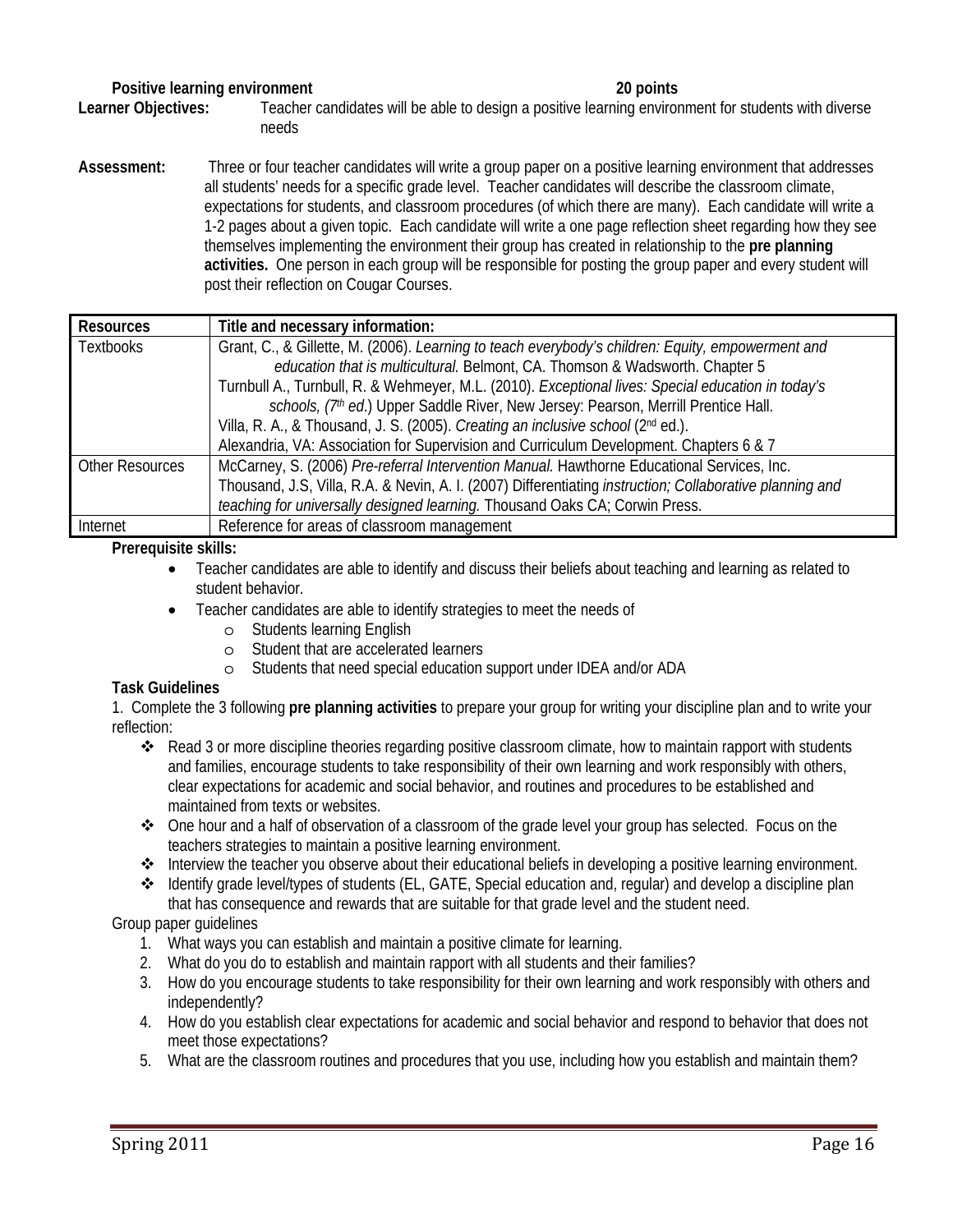**Positive learning environment** **20 points**

**Learner Objectives:** Teacher candidates will be able to design a positive learning environment for students with diverse needs

**Assessment:** Three or four teacher candidates will write a group paper on a positive learning environment that addresses all students' needs for a specific grade level. Teacher candidates will describe the classroom climate, expectations for students, and classroom procedures (of which there are many). Each candidate will write a 1-2 pages about a given topic. Each candidate will write a one page reflection sheet regarding how they see themselves implementing the environment their group has created in relationship to the **pre planning activities.** One person in each group will be responsible for posting the group paper and every student will post their reflection on Cougar Courses.

| Resources | Title and necessary information: |
|---|---|
| Textbooks | Grant, C., & Gillette, M. (2006). *Learning to teach everybody's children: Equity, empowerment and education that is multicultural.* Belmont, CA. Thomson & Wadsworth. Chapter 5<br>Turnbull A., Turnbull, R. & Wehmeyer, M.L. (2010). *Exceptional lives: Special education in today's schools, (7th ed.)* Upper Saddle River, New Jersey: Pearson, Merrill Prentice Hall.<br>Villa, R. A., & Thousand, J. S. (2005). *Creating an inclusive school* (2nd ed.).<br>Alexandria, VA: Association for Supervision and Curriculum Development. Chapters 6 & 7 |
| Other Resources | McCarney, S. (2006) *Pre-referral Intervention Manual.* Hawthorne Educational Services, Inc.<br>Thousand, J.S, Villa, R.A. & Nevin, A. I. (2007) Differentiating *instruction; Collaborative planning and teaching for universally designed learning.* Thousand Oaks CA; Corwin Press. |
| Internet | Reference for areas of classroom management |

**Prerequisite skills:**

- Teacher candidates are able to identify and discuss their beliefs about teaching and learning as related to student behavior.
- Teacher candidates are able to identify strategies to meet the needs of
    - Students learning English
    - Student that are accelerated learners
    - Students that need special education support under IDEA and/or ADA

**Task Guidelines**

1. Complete the 3 following **pre planning activities** to prepare your group for writing your discipline plan and to write your reflection:

- Read 3 or more discipline theories regarding positive classroom climate, how to maintain rapport with students and families, encourage students to take responsibility of their own learning and work responsibly with others, clear expectations for academic and social behavior, and routines and procedures to be established and maintained from texts or websites.
- One hour and a half of observation of a classroom of the grade level your group has selected. Focus on the teachers strategies to maintain a positive learning environment.
- Interview the teacher you observe about their educational beliefs in developing a positive learning environment.
- Identify grade level/types of students (EL, GATE, Special education and, regular) and develop a discipline plan that has consequence and rewards that are suitable for that grade level and the student need.

Group paper guidelines

1. What ways you can establish and maintain a positive climate for learning.
2. What do you do to establish and maintain rapport with all students and their families?
3. How do you encourage students to take responsibility for their own learning and work responsibly with others and independently?
4. How do you establish clear expectations for academic and social behavior and respond to behavior that does not meet those expectations?
5. What are the classroom routines and procedures that you use, including how you establish and maintain them?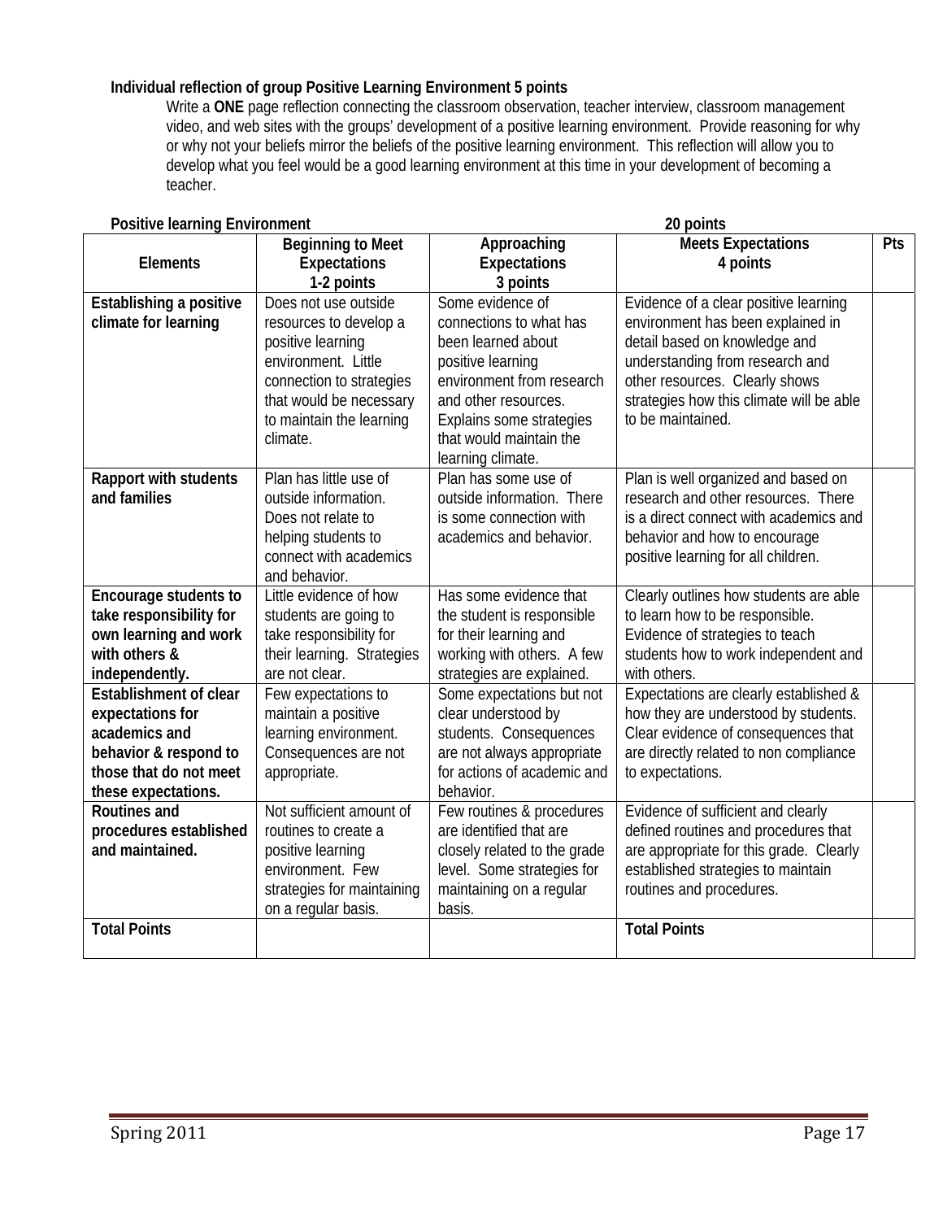**Individual reflection of group Positive Learning Environment 5 points**

Write a **ONE** page reflection connecting the classroom observation, teacher interview, classroom management video, and web sites with the groups' development of a positive learning environment. Provide reasoning for why or why not your beliefs mirror the beliefs of the positive learning environment. This reflection will allow you to develop what you feel would be a good learning environment at this time in your development of becoming a teacher.

**Positive learning Environment** **20 points**

| Elements | Beginning to Meet Expectations 1-2 points | Approaching Expectations 3 points | Meets Expectations 4 points | Pts |
|---|---|---|---|---|
| **Establishing a positive climate for learning** | Does not use outside resources to develop a positive learning environment. Little connection to strategies that would be necessary to maintain the learning climate. | Some evidence of connections to what has been learned about positive learning environment from research and other resources. Explains some strategies that would maintain the learning climate. | Evidence of a clear positive learning environment has been explained in detail based on knowledge and understanding from research and other resources. Clearly shows strategies how this climate will be able to be maintained. | |
| **Rapport with students and families** | Plan has little use of outside information. Does not relate to helping students to connect with academics and behavior. | Plan has some use of outside information. There is some connection with academics and behavior. | Plan is well organized and based on research and other resources. There is a direct connect with academics and behavior and how to encourage positive learning for all children. | |
| **Encourage students to take responsibility for own learning and work with others & independently.** | Little evidence of how students are going to take responsibility for their learning. Strategies are not clear. | Has some evidence that the student is responsible for their learning and working with others. A few strategies are explained. | Clearly outlines how students are able to learn how to be responsible. Evidence of strategies to teach students how to work independent and with others. | |
| **Establishment of clear expectations for academics and behavior & respond to those that do not meet these expectations.** | Few expectations to maintain a positive learning environment. Consequences are not appropriate. | Some expectations but not clear understood by students. Consequences are not always appropriate for actions of academic and behavior. | Expectations are clearly established & how they are understood by students. Clear evidence of consequences that are directly related to non compliance to expectations. | |
| **Routines and procedures established and maintained.** | Not sufficient amount of routines to create a positive learning environment. Few strategies for maintaining on a regular basis. | Few routines & procedures are identified that are closely related to the grade level. Some strategies for maintaining on a regular basis. | Evidence of sufficient and clearly defined routines and procedures that are appropriate for this grade. Clearly established strategies to maintain routines and procedures. | |
| **Total Points** | | | **Total Points** | |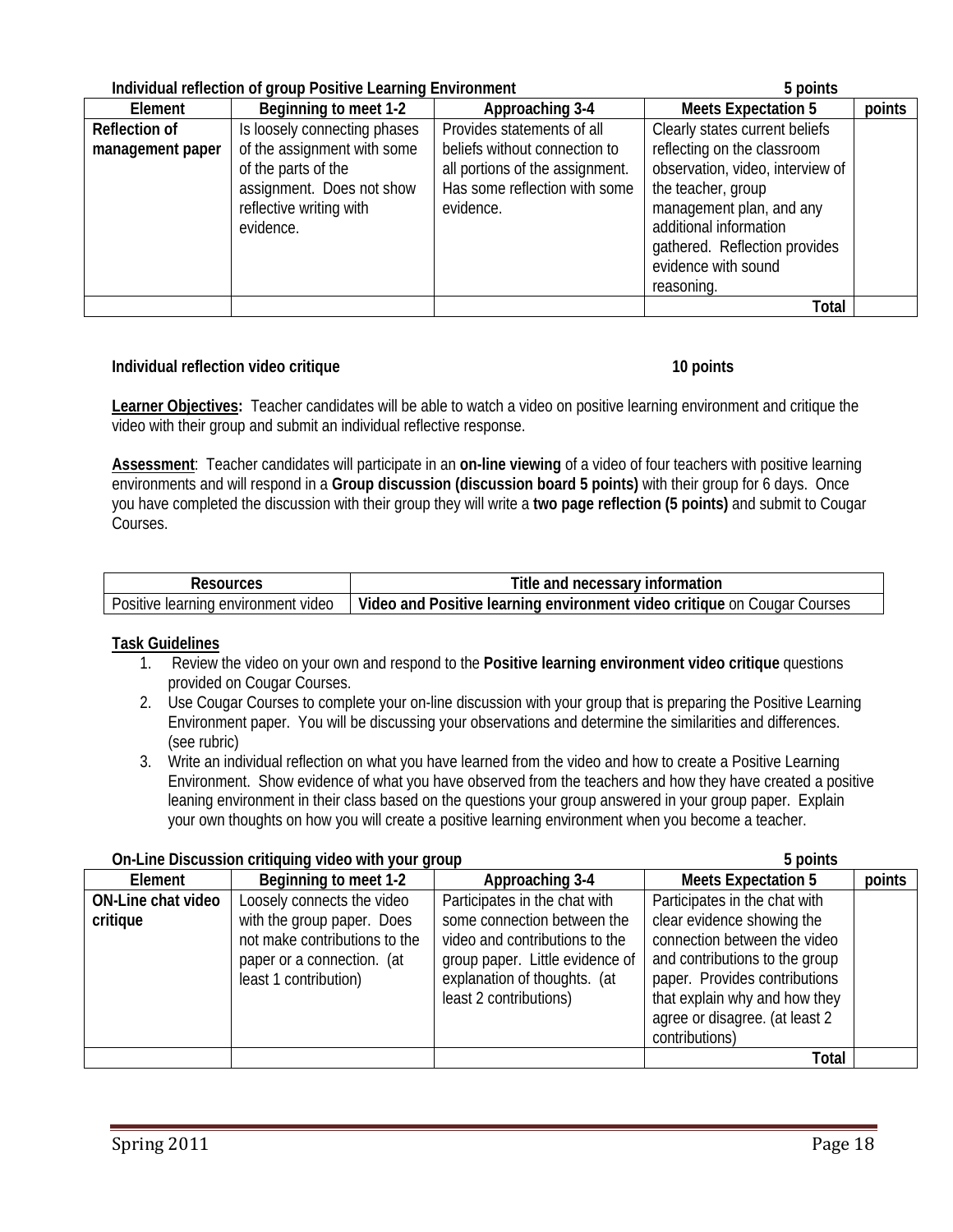**Individual reflection of group Positive Learning Environment** **5 points**

| Element | Beginning to meet 1-2 | Approaching 3-4 | Meets Expectation 5 | points |
|---|---|---|---|---|
| **Reflection of management paper** | Is loosely connecting phases of the assignment with some of the parts of the assignment. Does not show reflective writing with evidence. | Provides statements of all beliefs without connection to all portions of the assignment. Has some reflection with some evidence. | Clearly states current beliefs reflecting on the classroom observation, video, interview of the teacher, group management plan, and any additional information gathered. Reflection provides evidence with sound reasoning. | |
| | | | **Total** | |

**Individual reflection video critique** **10 points**

**Learner Objectives:** Teacher candidates will be able to watch a video on positive learning environment and critique the video with their group and submit an individual reflective response.

**Assessment**: Teacher candidates will participate in an **on-line viewing** of a video of four teachers with positive learning environments and will respond in a **Group discussion (discussion board 5 points)** with their group for 6 days. Once you have completed the discussion with their group they will write a **two page reflection (5 points)** and submit to Cougar Courses.

| Resources | Title and necessary information |
|---|---|
| Positive learning environment video | **Video and Positive learning environment video critique** on Cougar Courses |

**Task Guidelines**

1. Review the video on your own and respond to the **Positive learning environment video critique** questions provided on Cougar Courses.
2. Use Cougar Courses to complete your on-line discussion with your group that is preparing the Positive Learning Environment paper. You will be discussing your observations and determine the similarities and differences. (see rubric)
3. Write an individual reflection on what you have learned from the video and how to create a Positive Learning Environment. Show evidence of what you have observed from the teachers and how they have created a positive leaning environment in their class based on the questions your group answered in your group paper. Explain your own thoughts on how you will create a positive learning environment when you become a teacher.

**On-Line Discussion critiquing video with your group** **5 points**

| Element | Beginning to meet 1-2 | Approaching 3-4 | Meets Expectation 5 | points |
|---|---|---|---|---|
| **ON-Line chat video critique** | Loosely connects the video with the group paper. Does not make contributions to the paper or a connection. (at least 1 contribution) | Participates in the chat with some connection between the video and contributions to the group paper. Little evidence of explanation of thoughts. (at least 2 contributions) | Participates in the chat with clear evidence showing the connection between the video and contributions to the group paper. Provides contributions that explain why and how they agree or disagree. (at least 2 contributions) | |
| | | | **Total** | |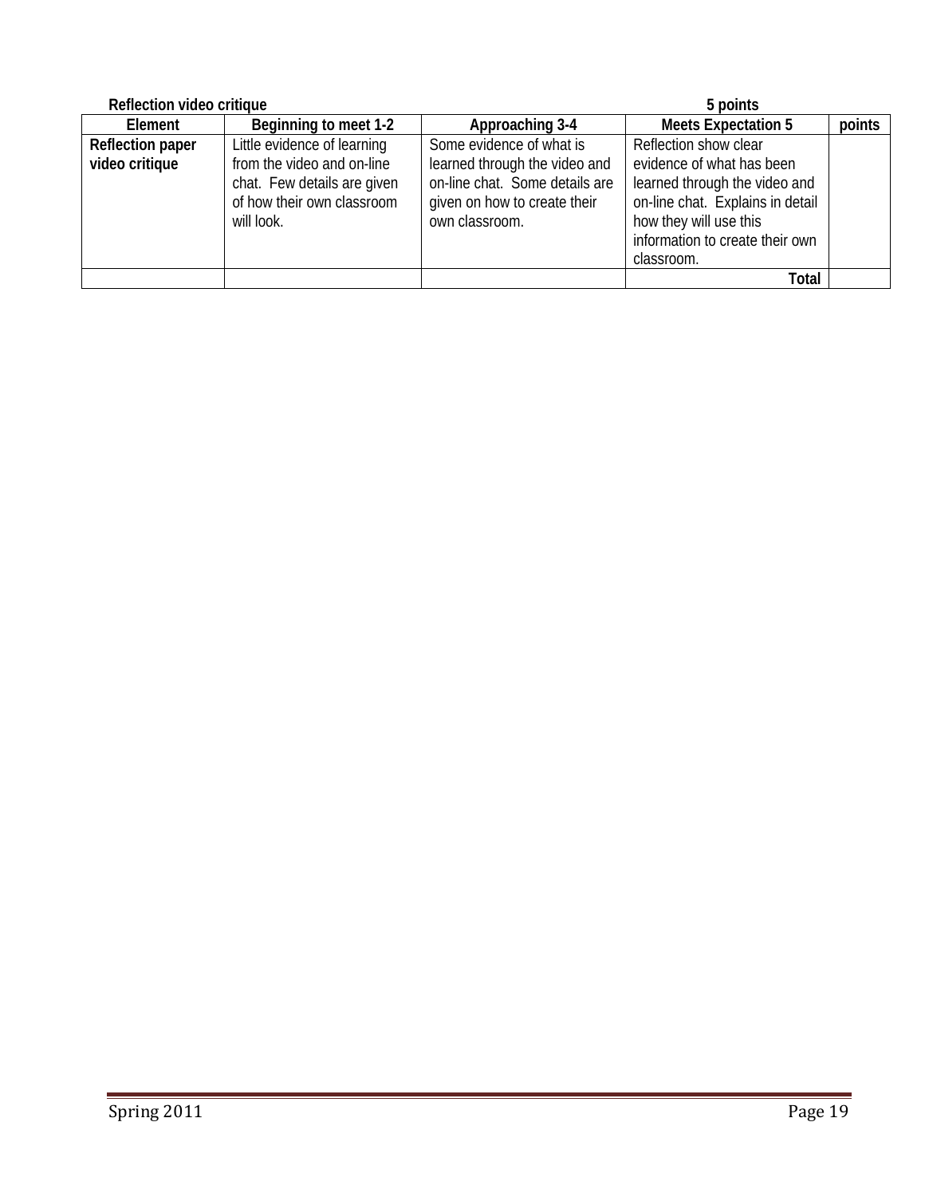**Reflection video critique** **5 points**

| Element | Beginning to meet 1-2 | Approaching 3-4 | Meets Expectation 5 | points |
|---|---|---|---|---|
| **Reflection paper video critique** | Little evidence of learning from the video and on-line chat. Few details are given of how their own classroom will look. | Some evidence of what is learned through the video and on-line chat. Some details are given on how to create their own classroom. | Reflection show clear evidence of what has been learned through the video and on-line chat. Explains in detail how they will use this information to create their own classroom. | |
| | | | **Total** | |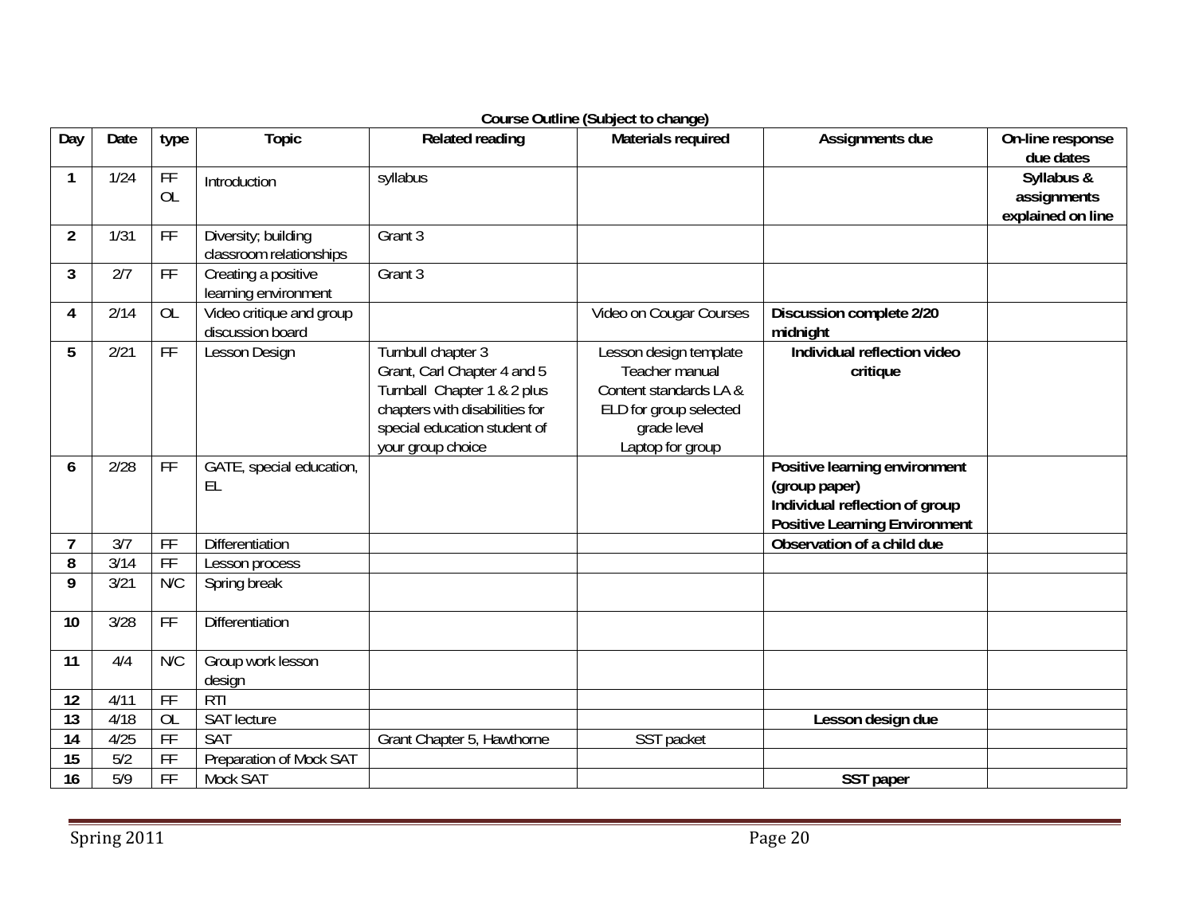**Course Outline (Subject to change)**

| Day | Date | type | Topic | Related reading | Materials required | Assignments due | On-line response due dates |
|---|---|---|---|---|---|---|---|
| 1 | 1/24 | FF OL | Introduction | syllabus | | | **Syllabus & assignments explained on line** |
| 2 | 1/31 | FF | Diversity; building classroom relationships | Grant 3 | | | |
| 3 | 2/7 | FF | Creating a positive learning environment | Grant 3 | | | |
| 4 | 2/14 | OL | Video critique and group discussion board | | Video on Cougar Courses | **Discussion complete 2/20 midnight** | |
| 5 | 2/21 | FF | Lesson Design | Turnbull chapter 3 Grant, Carl Chapter 4 and 5 Turnball Chapter 1 & 2 plus chapters with disabilities for special education student of your group choice | Lesson design template Teacher manual Content standards LA & ELD for group selected grade level Laptop for group | **Individual reflection video critique** | |
| 6 | 2/28 | FF | GATE, special education, EL | | | **Positive learning environment (group paper) Individual reflection of group Positive Learning Environment** | |
| 7 | 3/7 | FF | Differentiation | | | **Observation of a child due** | |
| 8 | 3/14 | FF | Lesson process | | | | |
| 9 | 3/21 | N/C | Spring break | | | | |
| 10 | 3/28 | FF | Differentiation | | | | |
| 11 | 4/4 | N/C | Group work lesson design | | | | |
| 12 | 4/11 | FF | RTI | | | | |
| 13 | 4/18 | OL | SAT lecture | | | **Lesson design due** | |
| 14 | 4/25 | FF | SAT | Grant Chapter 5, Hawthorne | SST packet | | |
| 15 | 5/2 | FF | Preparation of Mock SAT | | | | |
| 16 | 5/9 | FF | Mock SAT | | | **SST paper** | |